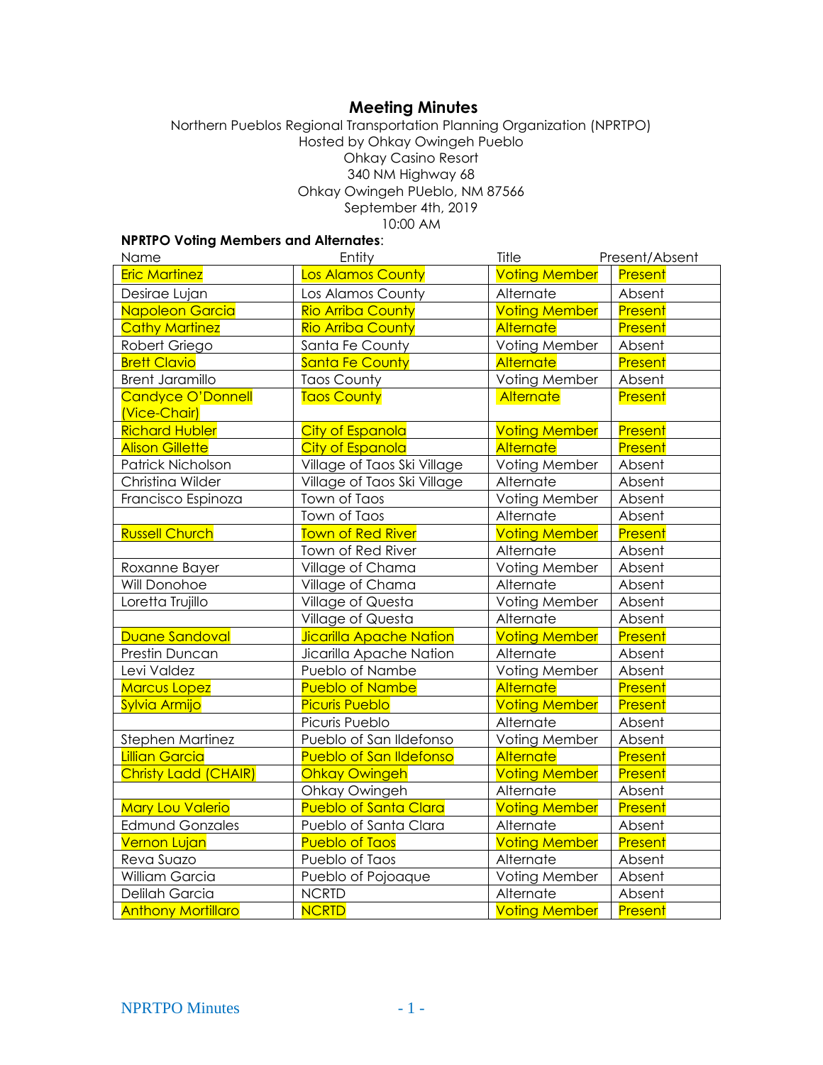# Meeting Minutes

Northern Pueblos Regional Transportation Planning Organization (NPRTPO)
Hosted by Ohkay Owingeh Pueblo
Ohkay Casino Resort
340 NM Highway 68
Ohkay Owingeh PUeblo, NM 87566
September 4th, 2019
10:00 AM

**NPRTPO Voting Members and Alternates**:

| Name | Entity | Title | Present/Absent |
|---|---|---|---|
| Eric Martinez | Los Alamos County | Voting Member | Present |
| Desirae Lujan | Los Alamos County | Alternate | Absent |
| Napoleon Garcia | Rio Arriba County | Voting Member | Present |
| Cathy Martinez | Rio Arriba County | Alternate | Present |
| Robert Griego | Santa Fe County | Voting Member | Absent |
| Brett Clavio | Santa Fe County | Alternate | Present |
| Brent Jaramillo | Taos County | Voting Member | Absent |
| Candyce O'Donnell (Vice-Chair) | Taos County | Alternate | Present |
| Richard Hubler | City of Espanola | Voting Member | Present |
| Alison Gillette | City of Espanola | Alternate | Present |
| Patrick Nicholson | Village of Taos Ski Village | Voting Member | Absent |
| Christina Wilder | Village of Taos Ski Village | Alternate | Absent |
| Francisco Espinoza | Town of Taos | Voting Member | Absent |
| | Town of Taos | Alternate | Absent |
| Russell Church | Town of Red River | Voting Member | Present |
| | Town of Red River | Alternate | Absent |
| Roxanne Bayer | Village of Chama | Voting Member | Absent |
| Will Donohoe | Village of Chama | Alternate | Absent |
| Loretta Trujillo | Village of Questa | Voting Member | Absent |
| | Village of Questa | Alternate | Absent |
| Duane Sandoval | Jicarilla Apache Nation | Voting Member | Present |
| Prestin Duncan | Jicarilla Apache Nation | Alternate | Absent |
| Levi Valdez | Pueblo of Nambe | Voting Member | Absent |
| Marcus Lopez | Pueblo of Nambe | Alternate | Present |
| Sylvia Armijo | Picuris Pueblo | Voting Member | Present |
| | Picuris Pueblo | Alternate | Absent |
| Stephen Martinez | Pueblo of San Ildefonso | Voting Member | Absent |
| Lillian Garcia | Pueblo of San Ildefonso | Alternate | Present |
| Christy Ladd (CHAIR) | Ohkay Owingeh | Voting Member | Present |
| | Ohkay Owingeh | Alternate | Absent |
| Mary Lou Valerio | Pueblo of Santa Clara | Voting Member | Present |
| Edmund Gonzales | Pueblo of Santa Clara | Alternate | Absent |
| Vernon Lujan | Pueblo of Taos | Voting Member | Present |
| Reva Suazo | Pueblo of Taos | Alternate | Absent |
| William Garcia | Pueblo of Pojoaque | Voting Member | Absent |
| Delilah Garcia | NCRTD | Alternate | Absent |
| Anthony Mortillaro | NCRTD | Voting Member | Present |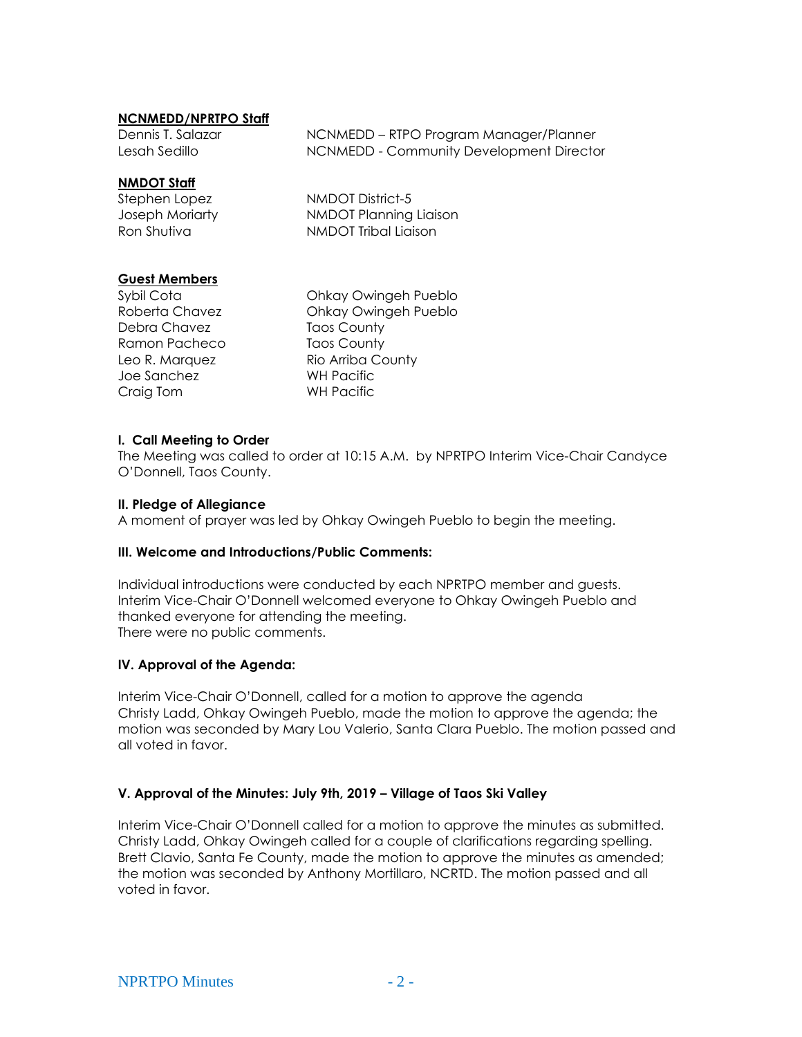**NCNMEDD/NPRTPO Staff**

| | |
|---|---|
| Dennis T. Salazar | NCNMEDD – RTPO Program Manager/Planner |
| Lesah Sedillo | NCNMEDD - Community Development Director |

**NMDOT Staff**

| | |
|---|---|
| Stephen Lopez | NMDOT District-5 |
| Joseph Moriarty | NMDOT Planning Liaison |
| Ron Shutiva | NMDOT Tribal Liaison |

**Guest Members**

| | |
|---|---|
| Sybil Cota | Ohkay Owingeh Pueblo |
| Roberta Chavez | Ohkay Owingeh Pueblo |
| Debra Chavez | Taos County |
| Ramon Pacheco | Taos County |
| Leo R. Marquez | Rio Arriba County |
| Joe Sanchez | WH Pacific |
| Craig Tom | WH Pacific |

### I. Call Meeting to Order

The Meeting was called to order at 10:15 A.M. by NPRTPO Interim Vice-Chair Candyce O'Donnell, Taos County.

### II. Pledge of Allegiance

A moment of prayer was led by Ohkay Owingeh Pueblo to begin the meeting.

### III. Welcome and Introductions/Public Comments:

Individual introductions were conducted by each NPRTPO member and guests. Interim Vice-Chair O'Donnell welcomed everyone to Ohkay Owingeh Pueblo and thanked everyone for attending the meeting.
There were no public comments.

### IV. Approval of the Agenda:

Interim Vice-Chair O'Donnell, called for a motion to approve the agenda Christy Ladd, Ohkay Owingeh Pueblo, made the motion to approve the agenda; the motion was seconded by Mary Lou Valerio, Santa Clara Pueblo. The motion passed and all voted in favor.

### V. Approval of the Minutes: July 9th, 2019 – Village of Taos Ski Valley

Interim Vice-Chair O'Donnell called for a motion to approve the minutes as submitted. Christy Ladd, Ohkay Owingeh called for a couple of clarifications regarding spelling. Brett Clavio, Santa Fe County, made the motion to approve the minutes as amended; the motion was seconded by Anthony Mortillaro, NCRTD. The motion passed and all voted in favor.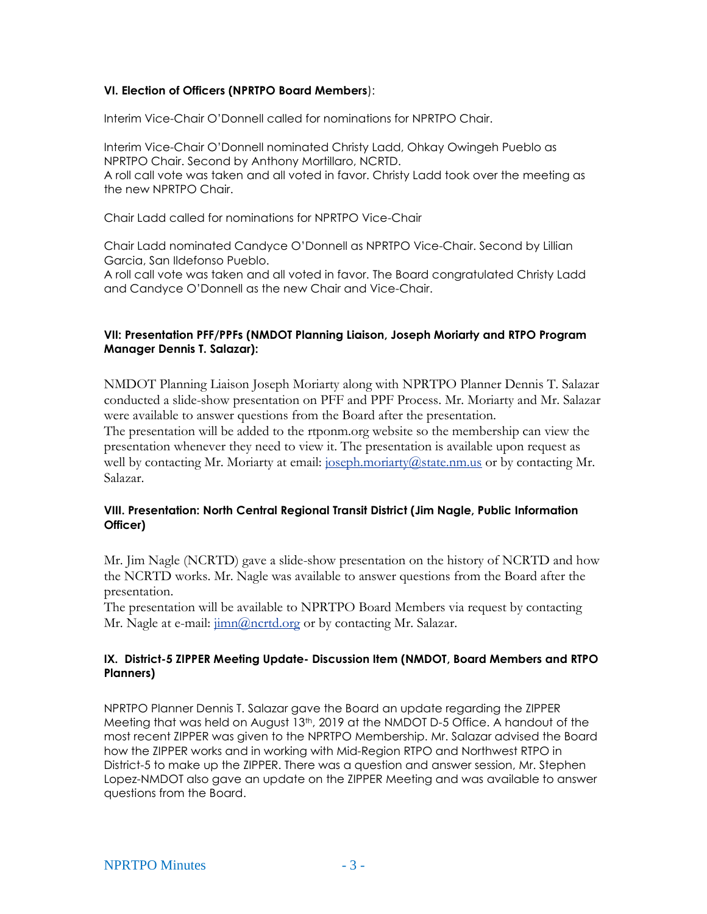**VI. Election of Officers (NPRTPO Board Members**):

Interim Vice-Chair O'Donnell called for nominations for NPRTPO Chair.

Interim Vice-Chair O'Donnell nominated Christy Ladd, Ohkay Owingeh Pueblo as NPRTPO Chair. Second by Anthony Mortillaro, NCRTD.
A roll call vote was taken and all voted in favor. Christy Ladd took over the meeting as the new NPRTPO Chair.

Chair Ladd called for nominations for NPRTPO Vice-Chair

Chair Ladd nominated Candyce O'Donnell as NPRTPO Vice-Chair. Second by Lillian Garcia, San Ildefonso Pueblo.
A roll call vote was taken and all voted in favor. The Board congratulated Christy Ladd and Candyce O'Donnell as the new Chair and Vice-Chair.

**VII: Presentation PFF/PPFs (NMDOT Planning Liaison, Joseph Moriarty and RTPO Program Manager Dennis T. Salazar):**

NMDOT Planning Liaison Joseph Moriarty along with NPRTPO Planner Dennis T. Salazar conducted a slide-show presentation on PFF and PPF Process. Mr. Moriarty and Mr. Salazar were available to answer questions from the Board after the presentation.
The presentation will be added to the rtponm.org website so the membership can view the presentation whenever they need to view it. The presentation is available upon request as well by contacting Mr. Moriarty at email: joseph.moriarty@state.nm.us or by contacting Mr. Salazar.

**VIII. Presentation: North Central Regional Transit District (Jim Nagle, Public Information Officer)**

Mr. Jim Nagle (NCRTD) gave a slide-show presentation on the history of NCRTD and how the NCRTD works. Mr. Nagle was available to answer questions from the Board after the presentation.
The presentation will be available to NPRTPO Board Members via request by contacting Mr. Nagle at e-mail: jimn@ncrtd.org or by contacting Mr. Salazar.

**IX. District-5 ZIPPER Meeting Update- Discussion Item (NMDOT, Board Members and RTPO Planners)**

NPRTPO Planner Dennis T. Salazar gave the Board an update regarding the ZIPPER Meeting that was held on August 13th, 2019 at the NMDOT D-5 Office. A handout of the most recent ZIPPER was given to the NPRTPO Membership. Mr. Salazar advised the Board how the ZIPPER works and in working with Mid-Region RTPO and Northwest RTPO in District-5 to make up the ZIPPER. There was a question and answer session, Mr. Stephen Lopez-NMDOT also gave an update on the ZIPPER Meeting and was available to answer questions from the Board.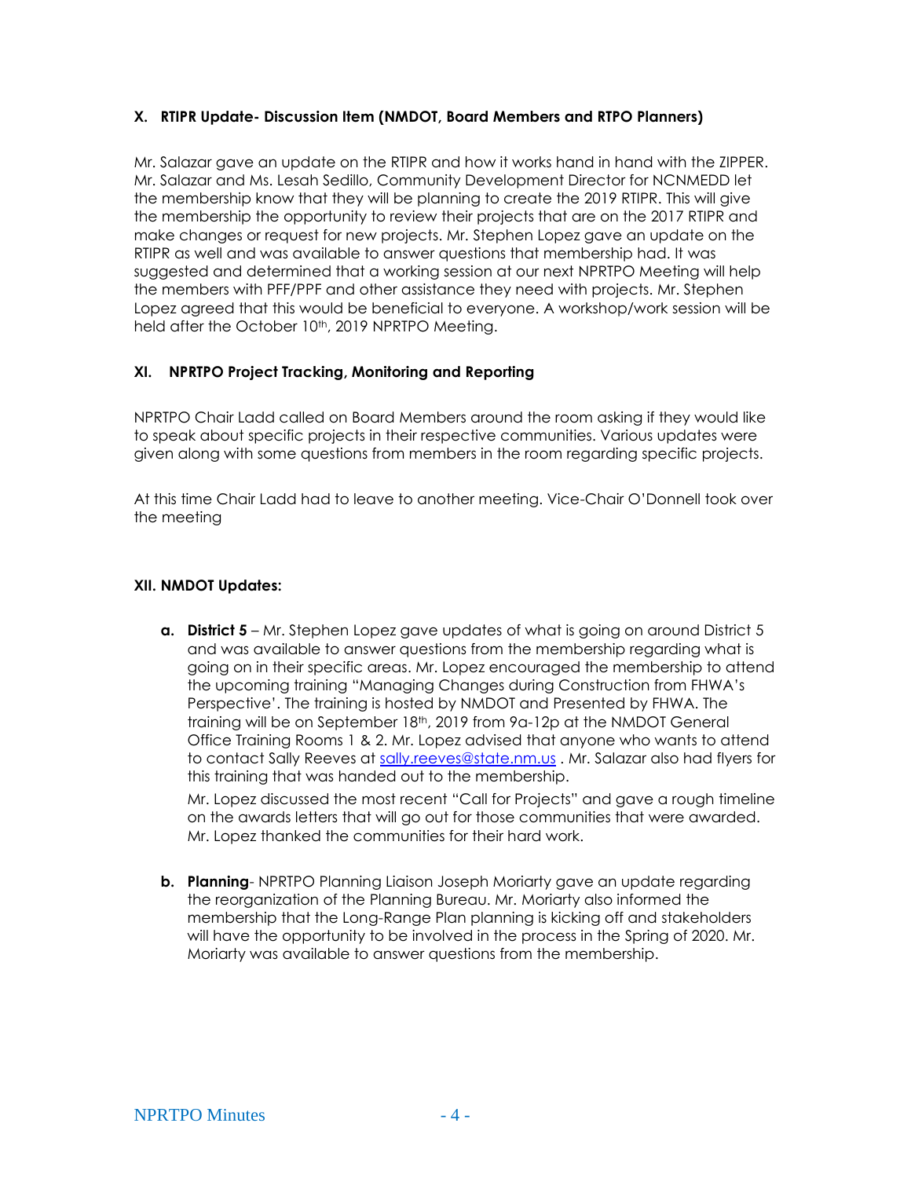## X. RTIPR Update- Discussion Item (NMDOT, Board Members and RTPO Planners)

Mr. Salazar gave an update on the RTIPR and how it works hand in hand with the ZIPPER. Mr. Salazar and Ms. Lesah Sedillo, Community Development Director for NCNMEDD let the membership know that they will be planning to create the 2019 RTIPR. This will give the membership the opportunity to review their projects that are on the 2017 RTIPR and make changes or request for new projects. Mr. Stephen Lopez gave an update on the RTIPR as well and was available to answer questions that membership had. It was suggested and determined that a working session at our next NPRTPO Meeting will help the members with PFF/PPF and other assistance they need with projects. Mr. Stephen Lopez agreed that this would be beneficial to everyone. A workshop/work session will be held after the October 10th, 2019 NPRTPO Meeting.

## XI. NPRTPO Project Tracking, Monitoring and Reporting

NPRTPO Chair Ladd called on Board Members around the room asking if they would like to speak about specific projects in their respective communities. Various updates were given along with some questions from members in the room regarding specific projects.

At this time Chair Ladd had to leave to another meeting. Vice-Chair O'Donnell took over the meeting

## XII. NMDOT Updates:

**a. District 5** – Mr. Stephen Lopez gave updates of what is going on around District 5 and was available to answer questions from the membership regarding what is going on in their specific areas. Mr. Lopez encouraged the membership to attend the upcoming training "Managing Changes during Construction from FHWA's Perspective'. The training is hosted by NMDOT and Presented by FHWA. The training will be on September 18th, 2019 from 9a-12p at the NMDOT General Office Training Rooms 1 & 2. Mr. Lopez advised that anyone who wants to attend to contact Sally Reeves at sally.reeves@state.nm.us . Mr. Salazar also had flyers for this training that was handed out to the membership.

Mr. Lopez discussed the most recent "Call for Projects" and gave a rough timeline on the awards letters that will go out for those communities that were awarded. Mr. Lopez thanked the communities for their hard work.

**b. Planning**- NPRTPO Planning Liaison Joseph Moriarty gave an update regarding the reorganization of the Planning Bureau. Mr. Moriarty also informed the membership that the Long-Range Plan planning is kicking off and stakeholders will have the opportunity to be involved in the process in the Spring of 2020. Mr. Moriarty was available to answer questions from the membership.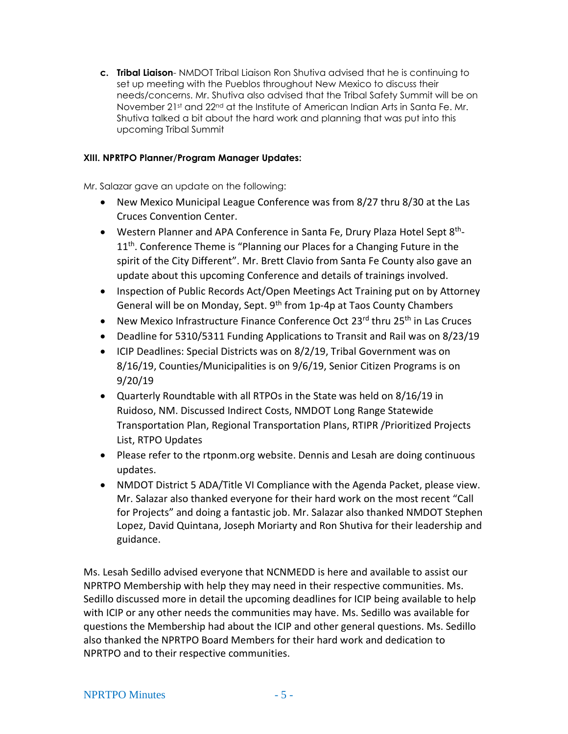**c. Tribal Liaison**- NMDOT Tribal Liaison Ron Shutiva advised that he is continuing to set up meeting with the Pueblos throughout New Mexico to discuss their needs/concerns. Mr. Shutiva also advised that the Tribal Safety Summit will be on November 21st and 22nd at the Institute of American Indian Arts in Santa Fe. Mr. Shutiva talked a bit about the hard work and planning that was put into this upcoming Tribal Summit

**XIII. NPRTPO Planner/Program Manager Updates:**

Mr. Salazar gave an update on the following:

- New Mexico Municipal League Conference was from 8/27 thru 8/30 at the Las Cruces Convention Center.
- Western Planner and APA Conference in Santa Fe, Drury Plaza Hotel Sept 8th-11th. Conference Theme is "Planning our Places for a Changing Future in the spirit of the City Different". Mr. Brett Clavio from Santa Fe County also gave an update about this upcoming Conference and details of trainings involved.
- Inspection of Public Records Act/Open Meetings Act Training put on by Attorney General will be on Monday, Sept. 9th from 1p-4p at Taos County Chambers
- New Mexico Infrastructure Finance Conference Oct 23rd thru 25th in Las Cruces
- Deadline for 5310/5311 Funding Applications to Transit and Rail was on 8/23/19
- ICIP Deadlines: Special Districts was on 8/2/19, Tribal Government was on 8/16/19, Counties/Municipalities is on 9/6/19, Senior Citizen Programs is on 9/20/19
- Quarterly Roundtable with all RTPOs in the State was held on 8/16/19 in Ruidoso, NM. Discussed Indirect Costs, NMDOT Long Range Statewide Transportation Plan, Regional Transportation Plans, RTIPR /Prioritized Projects List, RTPO Updates
- Please refer to the rtponm.org website. Dennis and Lesah are doing continuous updates.
- NMDOT District 5 ADA/Title VI Compliance with the Agenda Packet, please view. Mr. Salazar also thanked everyone for their hard work on the most recent "Call for Projects" and doing a fantastic job. Mr. Salazar also thanked NMDOT Stephen Lopez, David Quintana, Joseph Moriarty and Ron Shutiva for their leadership and guidance.

Ms. Lesah Sedillo advised everyone that NCNMEDD is here and available to assist our NPRTPO Membership with help they may need in their respective communities. Ms. Sedillo discussed more in detail the upcoming deadlines for ICIP being available to help with ICIP or any other needs the communities may have. Ms. Sedillo was available for questions the Membership had about the ICIP and other general questions. Ms. Sedillo also thanked the NPRTPO Board Members for their hard work and dedication to NPRTPO and to their respective communities.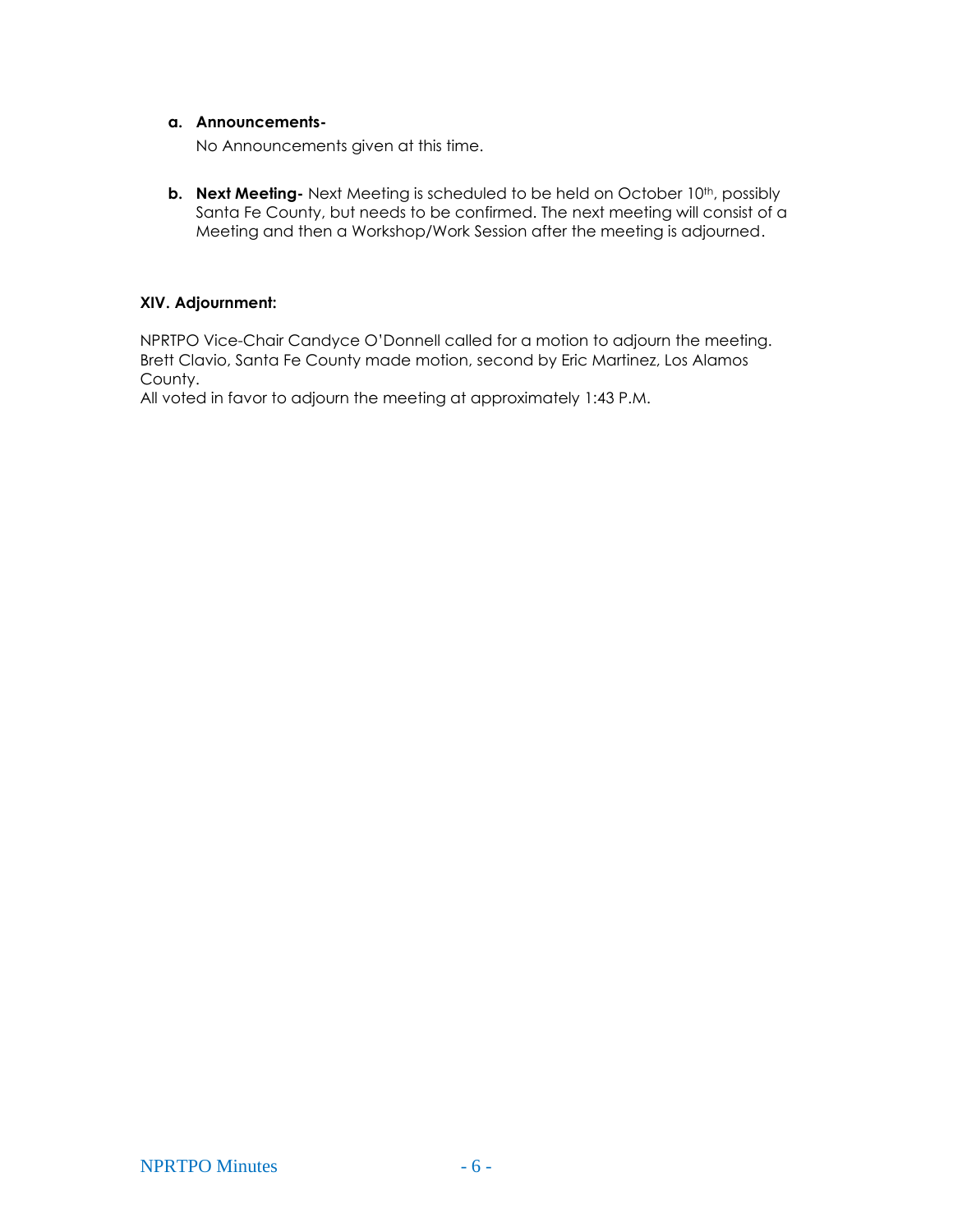**a. Announcements-**

No Announcements given at this time.

**b. Next Meeting-** Next Meeting is scheduled to be held on October 10th, possibly Santa Fe County, but needs to be confirmed. The next meeting will consist of a Meeting and then a Workshop/Work Session after the meeting is adjourned.

### XIV. Adjournment:

NPRTPO Vice-Chair Candyce O'Donnell called for a motion to adjourn the meeting. Brett Clavio, Santa Fe County made motion, second by Eric Martinez, Los Alamos County.
All voted in favor to adjourn the meeting at approximately 1:43 P.M.